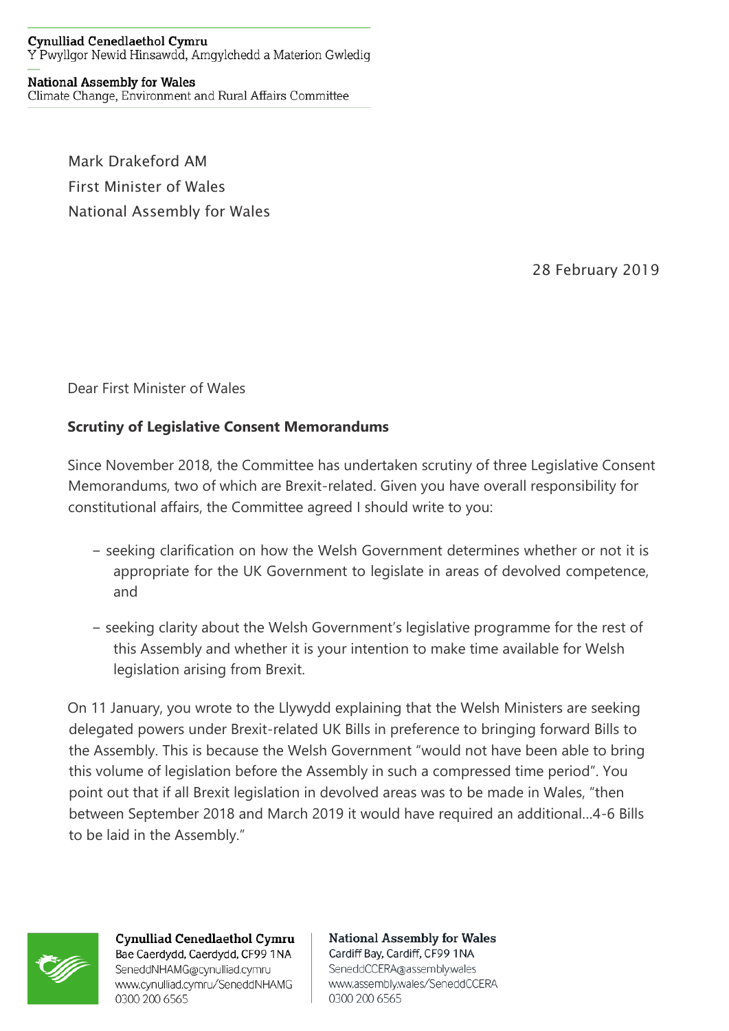**Cynulliad Cenedlaethol Cymru**
Y Pwyllgor Newid Hinsawdd, Amgylchedd a Materion Gwledig

**National Assembly for Wales**
Climate Change, Environment and Rural Affairs Committee

Mark Drakeford AM
First Minister of Wales
National Assembly for Wales

28 February 2019

Dear First Minister of Wales

**Scrutiny of Legislative Consent Memorandums**

Since November 2018, the Committee has undertaken scrutiny of three Legislative Consent Memorandums, two of which are Brexit-related. Given you have overall responsibility for constitutional affairs, the Committee agreed I should write to you:

- seeking clarification on how the Welsh Government determines whether or not it is appropriate for the UK Government to legislate in areas of devolved competence, and
- seeking clarity about the Welsh Government's legislative programme for the rest of this Assembly and whether it is your intention to make time available for Welsh legislation arising from Brexit.

On 11 January, you wrote to the Llywydd explaining that the Welsh Ministers are seeking delegated powers under Brexit-related UK Bills in preference to bringing forward Bills to the Assembly. This is because the Welsh Government "would not have been able to bring this volume of legislation before the Assembly in such a compressed time period". You point out that if all Brexit legislation in devolved areas was to be made in Wales, "then between September 2018 and March 2019 it would have required an additional…4-6 Bills to be laid in the Assembly."

**Cynulliad Cenedlaethol Cymru**
Bae Caerdydd, Caerdydd, CF99 1NA
SeneddNHAMG@cynulliad.cymru
www.cynulliad.cymru/SeneddNHAMG
0300 200 6565

**National Assembly for Wales**
Cardiff Bay, Cardiff, CF99 1NA
SeneddCCERA@assembly.wales
www.assembly.wales/SeneddCCERA
0300 200 6565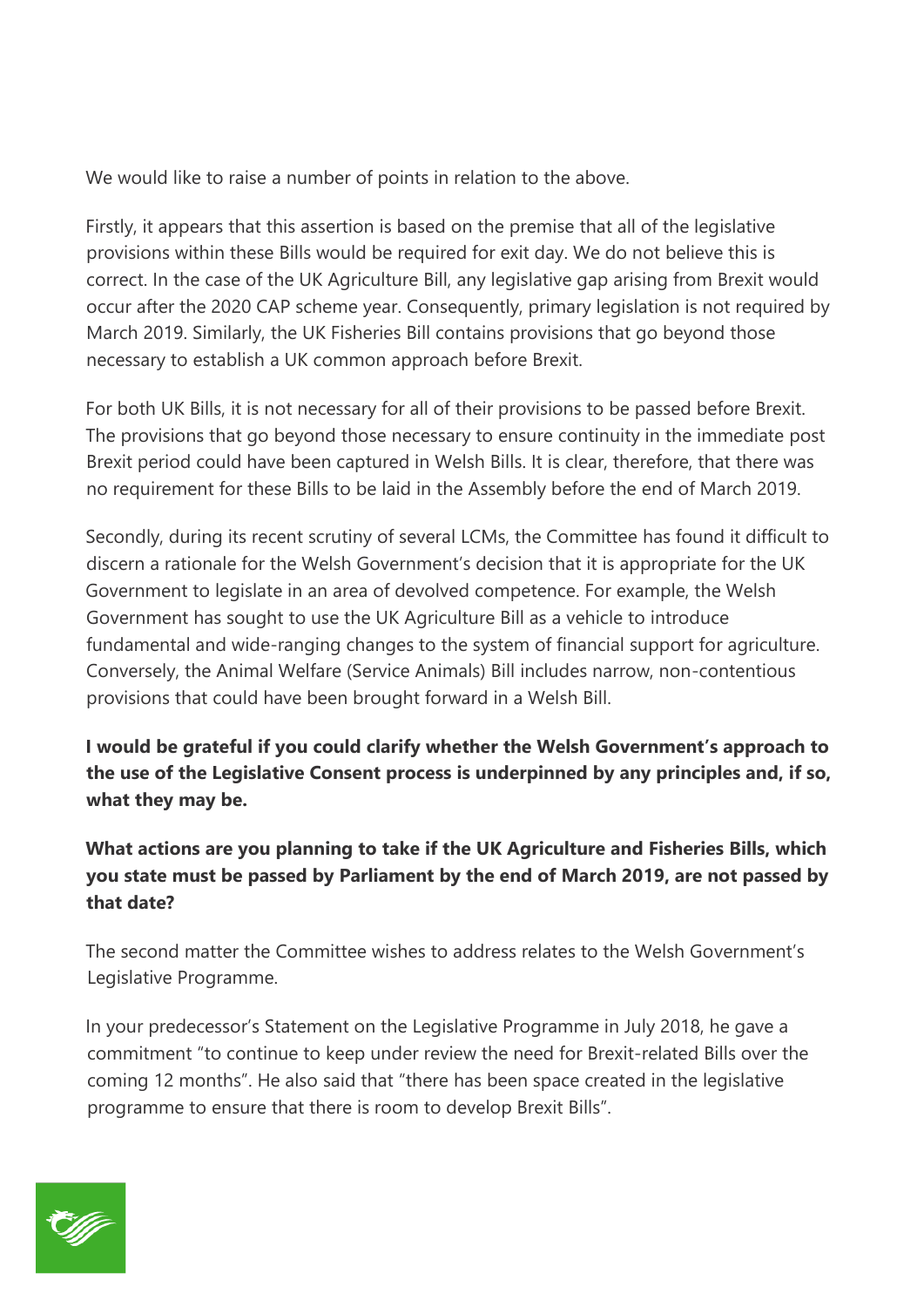We would like to raise a number of points in relation to the above.

Firstly, it appears that this assertion is based on the premise that all of the legislative provisions within these Bills would be required for exit day. We do not believe this is correct. In the case of the UK Agriculture Bill, any legislative gap arising from Brexit would occur after the 2020 CAP scheme year. Consequently, primary legislation is not required by March 2019. Similarly, the UK Fisheries Bill contains provisions that go beyond those necessary to establish a UK common approach before Brexit.

For both UK Bills, it is not necessary for all of their provisions to be passed before Brexit. The provisions that go beyond those necessary to ensure continuity in the immediate post Brexit period could have been captured in Welsh Bills. It is clear, therefore, that there was no requirement for these Bills to be laid in the Assembly before the end of March 2019.

Secondly, during its recent scrutiny of several LCMs, the Committee has found it difficult to discern a rationale for the Welsh Government's decision that it is appropriate for the UK Government to legislate in an area of devolved competence. For example, the Welsh Government has sought to use the UK Agriculture Bill as a vehicle to introduce fundamental and wide-ranging changes to the system of financial support for agriculture. Conversely, the Animal Welfare (Service Animals) Bill includes narrow, non-contentious provisions that could have been brought forward in a Welsh Bill.

**I would be grateful if you could clarify whether the Welsh Government's approach to the use of the Legislative Consent process is underpinned by any principles and, if so, what they may be.**

**What actions are you planning to take if the UK Agriculture and Fisheries Bills, which you state must be passed by Parliament by the end of March 2019, are not passed by that date?**

The second matter the Committee wishes to address relates to the Welsh Government's Legislative Programme.

In your predecessor's Statement on the Legislative Programme in July 2018, he gave a commitment "to continue to keep under review the need for Brexit-related Bills over the coming 12 months". He also said that "there has been space created in the legislative programme to ensure that there is room to develop Brexit Bills".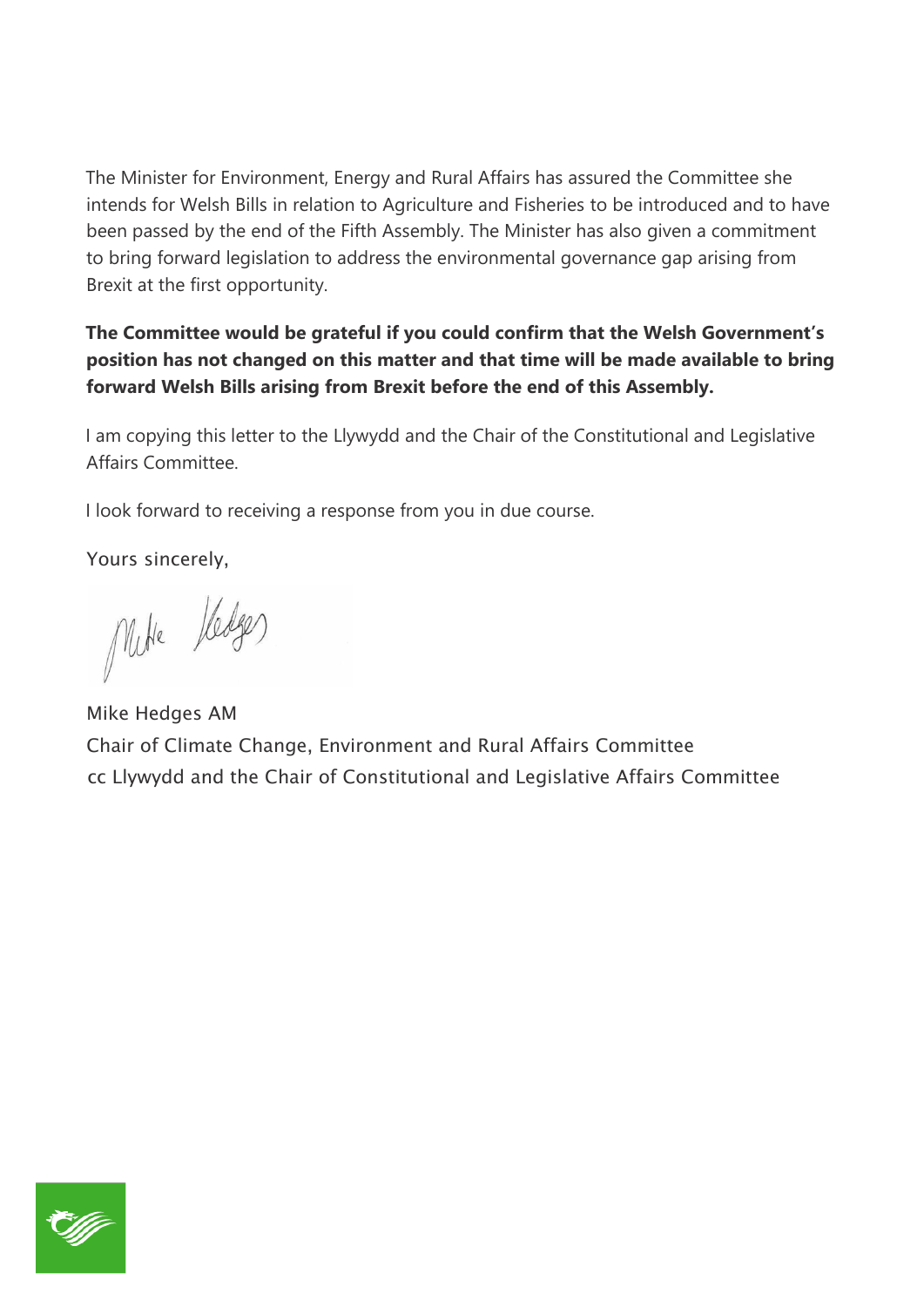The Minister for Environment, Energy and Rural Affairs has assured the Committee she intends for Welsh Bills in relation to Agriculture and Fisheries to be introduced and to have been passed by the end of the Fifth Assembly. The Minister has also given a commitment to bring forward legislation to address the environmental governance gap arising from Brexit at the first opportunity.

**The Committee would be grateful if you could confirm that the Welsh Government's position has not changed on this matter and that time will be made available to bring forward Welsh Bills arising from Brexit before the end of this Assembly.**

I am copying this letter to the Llywydd and the Chair of the Constitutional and Legislative Affairs Committee.

I look forward to receiving a response from you in due course.

Yours sincerely,

Mike Hedges AM
Chair of Climate Change, Environment and Rural Affairs Committee
cc Llywydd and the Chair of Constitutional and Legislative Affairs Committee